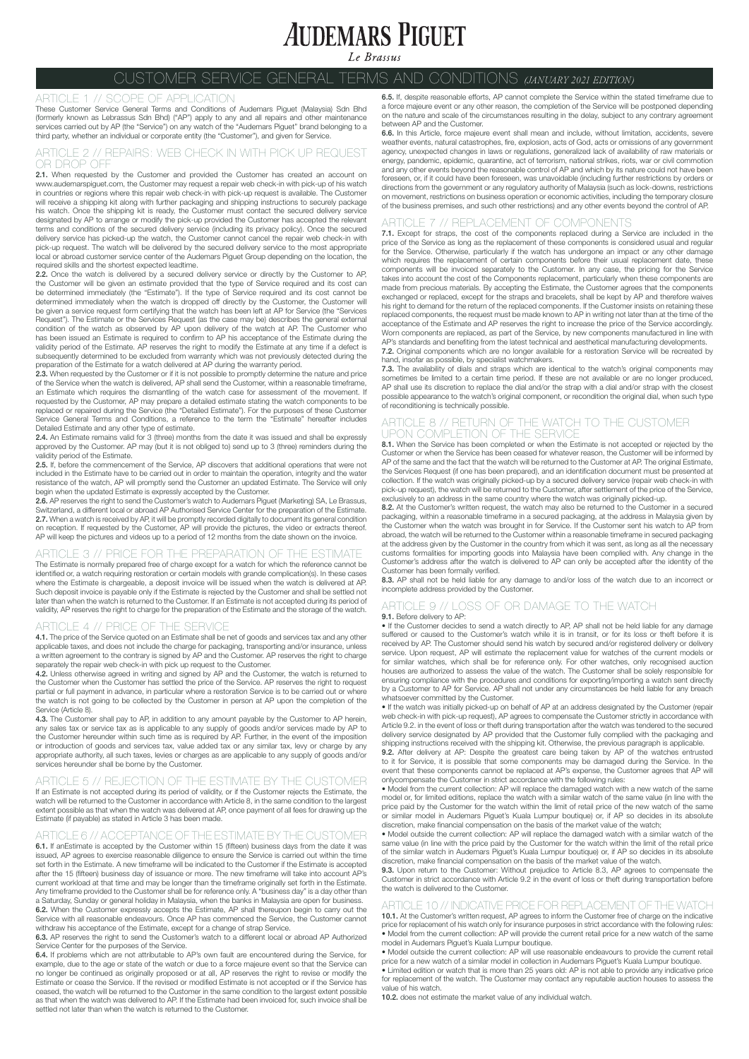# AUDEMARS PIGUET

*Le Brassus*

## CUSTOMER SERVICE GENERAL TERMS AND CONDITIONS *(JANUARY 2021 EDITION)*

### ARTICLE 1 // SCOPE OF APPLICATION

These Customer Service General Terms and Conditions of Audemars Piguet (Malaysia) Sdn Bhd (formerly known as Lebrassus Sdn Bhd) ("AP") apply to any and all repairs and other maintenance services carried out by AP (the "Service") on any watch of the "Audemars Piguet" brand belonging to a third party, whether an individual or corporate entity (the "Customer"), and given for Service.

### ARTICLE 2 // REPAIRS: WEB CHECK IN WITH PICK UP REQUEST OR DROP OFF

**2.1.** When requested by the Customer and provided the Customer has created an account on www.audemarspiguet.com, the Customer may request a repair web check-in with pick-up of his watch in countries or regions where this repair web check-in with pick-up request is available. The Customer will receive a shipping kit along with further packaging and shipping instructions to securely package his watch. Once the shipping kit is ready, the Customer must contact the secured delivery service designated by AP to arrange or modify the pick-up provided the Customer has accepted the relevant terms and conditions of the secured delivery service (including its privacy policy). Once the secured delivery service has picked-up the watch, the Customer cannot cancel the repair web check-in with pick-up request. The watch will be delivered by the secured delivery service to the most appropriate local or abroad customer service center of the Audemars Piguet Group depending on the location, the required skills and the shortest expected leadtime.

**2.2.** Once the watch is delivered by a secured delivery service or directly by the Customer to AP, the Customer will be given an estimate provided that the type of Service required and its cost can be determined immediately (the "Estimate"). If the type of Service required and its cost cannot be determined immediately when the watch is dropped off directly by the Customer, the Customer will be given a service request form certifying that the watch has been left at AP for Service (the "Services Request"). The Estimate or the Services Request (as the case may be) describes the general external condition of the watch as observed by AP upon delivery of the watch at AP. The Customer who has been issued an Estimate is required to confirm to AP his acceptance of the Estimate during the validity period of the Estimate. AP reserves the right to modify the Estimate at any time if a defect is subsequently determined to be excluded from warranty which was not previously detected during the preparation of the Estimate for a watch delivered at AP during the warranty period.

**2.3.** When requested by the Customer or if it is not possible to promptly determine the nature and price of the Service when the watch is delivered, AP shall send the Customer, within a reasonable timeframe, an Estimate which requires the dismantling of the watch case for assessment of the movement. If requested by the Customer, AP may prepare a detailed estimate stating the watch components to be replaced or repaired during the Service (the "Detailed Estimate"). For the purposes of these Customer Service General Terms and Conditions, a reference to the term the "Estimate" hereafter includes Detailed Estimate and any other type of estimate.

**2.4.** An Estimate remains valid for 3 (three) months from the date it is issued and shall be expressly approved by the Customer. AP may (but it is not obliged to) send up to 3 (three) reminders during the validity period of the Estimate.

**2.5.** If, before the commencement of the Service, AP discovers that additional operations that were not included in the Estimate have to be carried out in order to maintain the operation, integrity and the water resistance of the watch, AP will promptly send the Customer an updated Estimate. The Service will only begin when the updated Estimate is expressly accepted by the Customer.

**2.6.** AP reserves the right to send the Customer's watch to Audemars Piguet (Marketing) SA, Le Brassus, Switzerland, a different local or abroad AP Authorised Service Center for the preparation of the Estimate.

**2.7.** When a watch is received by AP, it will be promptly recorded digitally to document its general condition on reception. If requested by the Customer, AP will provide the pictures, the video or extracts thereof. AP will keep the pictures and videos up to a period of 12 months from the date shown on the invoice.

### ARTICLE 3 // PRICE FOR THE PREPARATION OF THE ESTIMATE

The Estimate is normally prepared free of charge except for a watch for which the reference cannot be identified or, a watch requiring restoration or certain models with grande complication(s). In these cases where the Estimate is chargeable, a deposit invoice will be issued when the watch is delivered at AP. Such deposit invoice is payable only if the Estimate is rejected by the Customer and shall be settled not later than when the watch is returned to the Customer. If an Estimate is not accepted during its period of validity, AP reserves the right to charge for the preparation of the Estimate and the storage of the watch.

### ARTICLE 4 // PRICE OF THE SERVICE

**4.1.** The price of the Service quoted on an Estimate shall be net of goods and services tax and any other applicable taxes, and does not include the charge for packaging, transporting and/or insurance, unless a written agreement to the contrary is signed by AP and the Customer. AP reserves the right to charge separately the repair web check-in with pick up request to the Customer.

**4.2.** Unless otherwise agreed in writing and signed by AP and the Customer, the watch is returned to the Customer when the Customer has settled the price of the Service. AP reserves the right to request partial or full payment in advance, in particular where a restoration Service is to be carried out or where the watch is not going to be collected by the Customer in person at AP upon the completion of the Service (Article 8).

**4.3.** The Customer shall pay to AP, in addition to any amount payable by the Customer to AP herein, any sales tax or service tax as is applicable to any supply of goods and/or services made by AP to the Customer hereunder within such time as is required by AP. Further, in the event of the imposition or introduction of goods and services tax, value added tax or any similar tax, levy or charge by any appropriate authority, all such taxes, levies or charges as are applicable to any supply of goods and/or services hereunder shall be borne by the Customer.

### ARTICLE 5 // REJECTION OF THE ESTIMATE BY THE CUSTOMER

If an Estimate is not accepted during its period of validity, or if the Customer rejects the Estimate, the watch will be returned to the Customer in accordance with Article 8, in the same condition to the largest extent possible as that when the watch was delivered at AP, once payment of all fees for drawing up the Estimate (if payable) as stated in Article 3 has been made.

### ARTICLE 6 // ACCEPTANCE OF THE ESTIMATE BY THE CUSTOMER

**6.1.** If anEstimate is accepted by the Customer within 15 (fifteen) business days from the date it was issued, AP agrees to exercise reasonable diligence to ensure the Service is carried out within the time set forth in the Estimate. A new timeframe will be indicated to the Customer if the Estimate is accepted after the 15 (fifteen) business day of issuance or more. The new timeframe will take into account AP's current workload at that time and may be longer than the timeframe originally set forth in the Estimate. Any timeframe provided to the Customer shall be for reference only. A "business day" is a day other than a Saturday, Sunday or general holiday in Malaysia, when the banks in Malaysia are open for business.

**6.2.** When the Customer expressly accepts the Estimate, AP shall thereupon begin to carry out the Service with all reasonable endeavours. Once AP has commenced the Service, the Customer cannot withdraw his acceptance of the Estimate, except for a change of strap Service.

**6.3.** AP reserves the right to send the Customer's watch to a different local or abroad AP Authorized Service Center for the purposes of the Service.

**6.4.** If problems which are not attributable to AP's own fault are encountered during the Service, for example, due to the age or state of the watch or due to a force majeure event so that the Service can no longer be continued as originally proposed or at all, AP reserves the right to revise or modify the Estimate or cease the Service. If the revised or modified Estimate is not accepted or if the Service has ceased, the watch will be returned to the Customer in the same condition to the largest extent possible as that when the watch was delivered to AP. If the Estimate had been invoiced for, such invoice shall be settled not later than when the watch is returned to the Customer.

**6.5.** If, despite reasonable efforts, AP cannot complete the Service within the stated timeframe due to a force majeure event or any other reason, the completion of the Service will be postponed depending on the nature and scale of the circumstances resulting in the delay, subject to any contrary agreement between AP and the Customer.

**6.6.** In this Article, force majeure event shall mean and include, without limitation, accidents, severe weather events, natural catastrophes, fire, explosion, acts of God, acts or omissions of any government agency, unexpected changes in laws or regulations, generalized lack of availability of raw materials or energy, pandemic, epidemic, quarantine, act of terrorism, national strikes, riots, war or civil commotion and any other events beyond the reasonable control of AP and which by its nature could not have been foreseen, or, if it could have been foreseen, was unavoidable (including further restrictions by orders or directions from the government or any regulatory authority of Malaysia (such as lock-downs, restrictions on movement, restrictions on business operation or economic activities, including the temporary closure of the business premises, and such other restrictions) and any other events beyond the control of AP.

### ARTICLE 7 // REPLACEMENT OF COMPONENTS

**7.1.** Except for straps, the cost of the components replaced during a Service are included in the price of the Service as long as the replacement of these components is considered usual and regular for the Service. Otherwise, particularly if the watch has undergone an impact or any other damage which requires the replacement of certain components before their usual replacement date, these components will be invoiced separately to the Customer. In any case, the pricing for the Service takes into account the cost of the Components replacement, particularly when these components are made from precious materials. By accepting the Estimate, the Customer agrees that the components exchanged or replaced, except for the straps and bracelets, shall be kept by AP and therefore waives his right to demand for the return of the replaced components. If the Customer insists on retaining these replaced components, the request must be made known to AP in writing not later than at the time of the acceptance of the Estimate and AP reserves the right to increase the price of the Service accordingly. Worn components are replaced, as part of the Service, by new components manufactured in line with AP's standards and benefiting from the latest technical and aesthetical manufacturing developments.

**7.2.** Original components which are no longer available for a restoration Service will be recreated by hand, insofar as possible, by specialist watchmakers.

**7.3.** The availability of dials and straps which are identical to the watch's original components may sometimes be limited to a certain time period. If these are not available or are no longer produced, AP shall use its discretion to replace the dial and/or the strap with a dial and/or strap with the closest possible appearance to the watch's original component, or recondition the original dial, when such type of reconditioning is technically possible.

### ARTICLE 8 // RETURN OF THE WATCH TO THE CUSTOMER UPON COMPLETION OF THE SERVICE

**8.1.** When the Service has been completed or when the Estimate is not accepted or rejected by the Customer or when the Service has been ceased for whatever reason, the Customer will be informed by AP of the same and the fact that the watch will be returned to the Customer at AP. The original Estimate, the Services Request (if one has been prepared), and an identification document must be presented at collection. If the watch was originally picked-up by a secured delivery service (repair web check-in with pick-up request), the watch will be returned to the Customer, after settlement of the price of the Service, exclusively to an address in the same country where the watch was originally picked-up.

**8.2.** At the Customer's written request, the watch may also be returned to the Customer in a secured packaging, within a reasonable timeframe in a secured packaging, at the address in Malaysia given by the Customer when the watch was brought in for Service. If the Customer sent his watch to AP from abroad, the watch will be returned to the Customer within a reasonable timeframe in secured packaging at the address given by the Customer in the country from which it was sent, as long as all the necessary customs formalities for importing goods into Malaysia have been complied with. Any change in the Customer's address after the watch is delivered to AP can only be accepted after the identity of the Customer has been formally verified.

**8.3.** AP shall not be held liable for any damage to and/or loss of the watch due to an incorrect or incomplete address provided by the Customer.

### ARTICLE 9 // LOSS OF OR DAMAGE TO THE WATCH

**9.1.** Before delivery to AP:

- If the Customer decides to send a watch directly to AP, AP shall not be held liable for any damage suffered or caused to the Customer's watch while it is in transit, or for its loss or theft before it is received by AP. The Customer should send his watch by secured and/or registered delivery or delivery service. Upon request, AP will estimate the replacement value for watches of the current models or for similar watches, which shall be for reference only. For other watches, only recognised auction houses are authorized to assess the value of the watch. The Customer shall be solely responsible for ensuring compliance with the procedures and conditions for exporting/importing a watch sent directly by a Customer to AP for Service. AP shall not under any circumstances be held liable for any breach whatsoever committed by the Customer.
- If the watch was initially picked-up on behalf of AP at an address designated by the Customer (repair web check-in with pick-up request), AP agrees to compensate the Customer strictly in accordance with Article 9.2. in the event of loss or theft during transportation after the watch was tendered to the secured delivery service designated by AP provided that the Customer fully complied with the packaging and shipping instructions received with the shipping kit. Otherwise, the previous paragraph is applicable.

**9.2.** After delivery at AP: Despite the greatest care being taken by AP of the watches entrusted to it for Service, it is possible that some components may be damaged during the Service. In the event that these components cannot be replaced at AP's expense, the Customer agrees that AP will onlycompensate the Customer in strict accordance with the following rules:

- Model from the current collection: AP will replace the damaged watch with a new watch of the same model or, for limited editions, replace the watch with a similar watch of the same value (in line with the price paid by the Customer for the watch within the limit of retail price of the new watch of the same or similar model in Audemars Piguet's Kuala Lumpur boutique) or, if AP so decides in its absolute discretion, make financial compensation on the basis of the market value of the watch;
- Model outside the current collection: AP will replace the damaged watch with a similar watch of the same value (in line with the price paid by the Customer for the watch within the limit of the retail price of the similar watch in Audemars Piguet's Kuala Lumpur boutique) or, if AP so decides in its absolute discretion, make financial compensation on the basis of the market value of the watch.

**9.3.** Upon return to the Customer: Without prejudice to Article 8.3, AP agrees to compensate the Customer in strict accordance with Article 9.2 in the event of loss or theft during transportation before the watch is delivered to the Customer.

### ARTICLE 10 // INDICATIVE PRICE FOR REPLACEMENT OF THE WATCH

**10.1.** At the Customer's written request, AP agrees to inform the Customer free of charge on the indicative price for replacement of his watch only for insurance purposes in strict accordance with the following rules:

- Model from the current collection: AP will provide the current retail price for a new watch of the same model in Audemars Piguet's Kuala Lumpur boutique.
- Model outside the current collection: AP will use reasonable endeavours to provide the current retail price for a new watch of a similar model in collection in Audemars Piguet's Kuala Lumpur boutique.
- Limited edition or watch that is more than 25 years old: AP is not able to provide any indicative price for replacement of the watch. The Customer may contact any reputable auction houses to assess the value of his watch.

**10.2.** does not estimate the market value of any individual watch.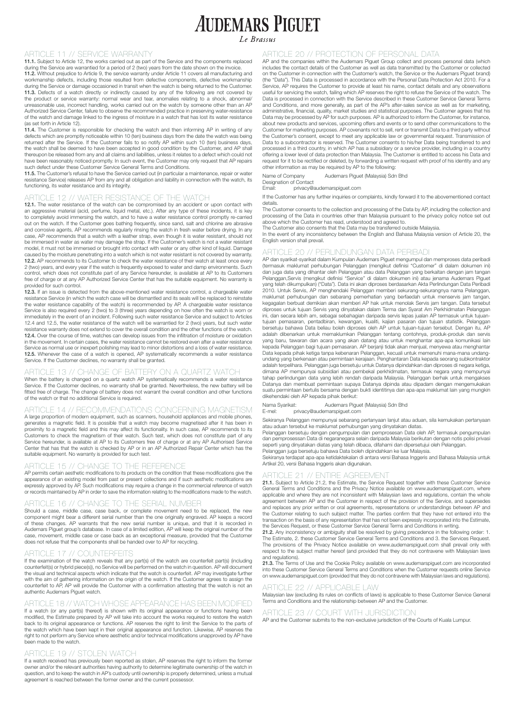# AUDEMARS PIGUET

*Le Brassus*

## ARTICLE 11 // SERVICE WARRANTY

**11.1.** Subject to Article 12, the works carried out as part of the Service and the components replaced during the Service are warrantied for a period of 2 (two) years from the date shown on the invoice.

**11.2.** Without prejudice to Article 9, the service warranty under Article 11 covers all manufacturing and workmanship defects, including those resulted from defective components, defective workmanship during the Service or damage occasioned in transit when the watch is being returned to the Customer.

**11.3.** Defects of a watch directly or indirectly caused by any of the following are not covered by the product or service warranty: normal wear and tear, anomalies relating to a shock, abnormal/unreasonable use, incorrect handling, works carried out on the watch by someone other than an AP Authorized Service Center, failure to observe the recommended practice in preserving water-resistance of the watch and damage linked to the ingress of moisture in a watch that has lost its water resistance (as set forth in Article 12).

**11.4.** The Customer is responsible for checking the watch and then informing AP in writing of any defects which are promptly noticeable within 10 (ten) business days from the date the watch was being returned after the Service. If the Customer fails to so notify AP within such 10 (ten) business days, the watch shall be deemed to have been accepted in good condition by the Customer, and AP shall thereupon be released from any and all claims and liabilities, unless it relates to a defect which could not have been reasonably noticed promptly. In such event, the Customer may only request that AP repairs such defect under these Customer Service General Terms and Conditions.

**11.5.** The Customer's refusal to have the Service carried out (in particular a maintenance, repair or water resistance Service) releases AP from any and all obligation and liability in connection with the watch, its functioning, its water resistance and its integrity.

## ARTICLE 12 // WATER RESISTANCE OF THE WATCH

**12.1.** The water resistance of the watch can be compromised by an accident or upon contact with an aggressive material (acid, perfume, liquid metal, etc.). After any type of these incidents, it is key to completely avoid immersing the watch, and to have a water resistance control promptly re-carried out on the watch. If the Customer goes bathing frequently, since sand, salt and chlorine are abrasive and corrosive agents, AP recommends regularly rinsing the watch in fresh water before drying. In any case, AP recommends that a watch with a leather strap, even though it is water resistant, should not be immersed in water as water may damage the strap. If the Customer's watch is not a water resistant model, it must not be immersed or brought into contact with water or any other kind of liquid. Damage caused by the moisture penetrating into a watch which is not water resistant is not covered by warranty.

**12.2.** AP recommends to its Customer to check the water resistance of their watch at least once every 2 (two) years, and every year if the watch is frequently exposed to water and damp environments. Such control, which does not constitute part of any Service hereunder, is available at AP to its Customers free of charge or at any AP Authorized Service Center that has the suitable equipment. No warranty is provided for such control.

**12.3.** If an issue is detected from the above-mentioned water resistance control, a chargeable water resistance Service (in which the watch case will be dismantled and its seals will be replaced to reinstate the water resistance capability of the watch) is recommended by AP. A chargeable water resistance Service is also required every 2 (two) to 3 (three) years depending on how often the watch is worn or immediately in the event of an incident. Following such water resistance Service and subject to Articles 12.4 and 12.5, the water resistance of the watch will be warrantied for 2 (two) years, but such water resistance warranty does not extend to cover the overall condition and the other functions of the watch.

**12.4.** Over the course of time, watches can develop issues from the infiltration of moisture or oxidation in the movement. In certain cases, the water resistance cannot be restored even after a water resistance Service as normal use or inexpert polishing may lead to minor distortions and a loss of water resistance.

**12.5.** Whenever the case of a watch is opened, AP systematically recommends a water resistance Service. If the Customer declines, no warranty shall be granted.

## ARTICLE 13 // CHANGE OF BATTERY ON A QUARTZ WATCH

When the battery is changed on a quartz watch AP systematically recommends a water resistance Service. If the Customer declines, no warranty shall be granted. Nevertheless, the new battery will be fitted free of charge. The change of battery does not warrant the overall condition and other functions of the watch or that no additional Service is required.

## ARTICLE 14 // RECOMMENDATIONS CONCERNING MAGNETISM

A large proportion of modern equipment, such as scanners, household appliances and mobile phones, generates a magnetic field. It is possible that a watch may become magnetised after it has been in proximity to a magnetic field and this may affect its functionality. In such case, AP recommends to its Customers to check the magnetism of their watch. Such test, which does not constitute part of any Service hereunder, is available at AP to its Customers free of charge or at any AP Authorised Service Center that has that the watch is checked by AP or in an AP Authorized Repair Center which has the suitable equipment. No warranty is provided for such test.

## ARTICLE 15 // CHANGE TO THE REFERENCE

AP permits certain aesthetic modifications to its products on the condition that these modifications give the appearance of an existing model from past or present collections and if such aesthetic modifications are expressly approved by AP. Such modifications may require a change in the commercial reference of watch or records maintained by AP in order to save the information relating to the modifications made to the watch.

## ARTICLE 16 // CHANGE TO THE SERIAL NUMBER

Should a case, middle case, case back, or complete movement need to be replaced, the new component might bear a different serial number than the one originally engraved. AP keeps a record of these changes. AP warrants that the new serial number is unique, and that it is recorded in Audemars Piguet group's database. In case of a limited edition, AP will keep the original number of the case, movement, middle case or case back as an exceptional measure, provided that the Customer does not refuse that the components shall be handed over to AP for recycling.

## ARTICLE 17 // COUNTERFEITS

If the examination of the watch reveals that any part(s) of the watch are counterfeit part(s) (including counterfeit(s) or hybrid piece(s)), no Service will be performed on the watch in question. AP will document the visual and technical aspects which indicate that the watch is counterfeit. AP may investigate further with the aim of gathering information on the origin of the watch. If the Customer agrees to assign the counterfeit to AP, AP will provide the Customer with a confirmation attesting that the watch is not an authentic Audemars Piguet watch.

## ARTICLE 18 // WATCH WHOSE APPEARANCE HAS BEEN MODIFIED

If a watch (or any part(s) thereof) is shown with its original appearance or functions having been modified, the Estimate prepared by AP will take into account the works required to restore the watch back to its original appearance or functions. AP reserves the right to limit the Service to the parts of the watch which have been kept in their original appearance and function. Likewise, AP reserves the right to not perform any Service where aesthetic and/or technical modifications unapproved by AP have been made to the watch.

## ARTICLE 19 // STOLEN WATCH

If a watch received has previously been reported as stolen, AP reserves the right to inform the former owner and/or the relevant authorities having authority to determine legitimate ownership of the watch in question, and to keep the watch in AP's custody until ownership is properly determined, unless a mutual agreement is reached between the former owner and the current possessor.

## ARTICLE 20 // PROTECTION OF PERSONAL DATA

AP and the companies within the Audemars Piguet Group collect and process personal data (which includes the contact details of the Customer as well as data transmitted by the Customer or collected on the Customer in connection with the Customer's watch, the Service or the Audemars Piguet brand) (the "Data"). This Data is processed in accordance with the Personal Data Protection Act 2010. For a Service, AP requires the Customer to provide at least his name, contact details and any observations useful for servicing the watch, failing which AP reserves the right to refuse the Service of the watch. The Data is processed in connection with the Service described in these Customer Service General Terms and Conditions, and more generally, as part of the AP's after-sales service as well as for marketing, administrative, financial, quality, market studies and statistical purposes. The Customer agrees that his Data may be processed by AP for such purposes. AP is authorized to inform the Customer, for instance, about new products and services, upcoming offers and events or to send other communications to the Customer for marketing purposes. AP covenants not to sell, rent or transmit Data to a third party without the Customer's consent, except to meet any applicable law or governmental request. Transmission of Data to a subcontractor is reserved. The Customer consents to his/her Data being transferred to and processed in a third country, in which AP has a subsidiary or a service provider, including in a country offering a lower level of data protection than Malaysia. The Customer is entitled to access his Data and request for it to be rectified or deleted, by forwarding a written request with proof of his identity and any other information as may be required by AP to the following:

Name of Company: Audemars Piguet (Malaysia) Sdn Bhd
Designation of Contact
Email: privacy@audemarspiguet.com

If the Customer has any further inquiries or complaints, kindly forward it to the abovementioned contact details.

The Customer consents to the collection and processing of the Data by AP, including the collection and processing of the Data in countries other than Malaysia pursuant to the privacy policy notice set out above which the Customer has read, understood and agreed to.

The Customer also consents that the Data may be transferred outside Malaysia.

In the event of any inconsistency between the English and Bahasa Malaysia version of Article 20, the English version shall prevail.

## ARTICLE 20 // PERLINDUNGAN DATA PERIBADI

AP dan syarikat-syarikat dalam Kumpulan Audemars Piguet mengumpul dan memproses data peribadi (termasuk maklumat perhubungan Pelanggan (mengikut definisi "Customer" di dalam dokumen ini) dan juga data yang dihantar oleh Pelanggan atau data Pelanggan yang berkaitan dengan jam tangan Pelanggan,Servis (mengikut definisi "Service" di dalam dokumen ini) atau jenama Audemars Piguet yang telah dikumpulkan) ("Data"). Data ini akan diproses berdasarkan Akta Perlindungan Data Peribadi 2010. Untuk Servis, AP menghendaki Pelanggan memberi sekurang-sekurangnya nama Pelanggan, maklumat perhubungan dan sebarang pemerhatian yang berfaedah untuk menservis jam tangan, kegagalan berbuat demikian akan memberi AP hak untuk menolak Servis jam tangan. Data tersebut diproses untuk tujuan Servis yang dinyatakan dalam Terma dan Syarat Am Perkhidmatan Pelanggan ini, dan secara lebih am, sebagai sebahagian daripada servis lepas jualan AP termasuk untuk tujuan-tujuan pemasaran, pentadbiran, kewangan, kualiti, kajian pasaran dan tujuan statistik. Pelanggan bersetuju bahawa Data beliau boleh diproses oleh AP untuk tujuan-tujuan tersebut. Dengan itu, AP adalah dibenarkan untuk memaklumkan Pelanggan tentang contohnya, produk-produk dan servis yang baru, tawaran dan acara yang akan datang atau untuk menghantar apa-apa komunikasi lain kepada Pelanggan bagi tujuan pemasaran. AP berjanji tidak akan menjual, menyewa atau menghantar Data kepada pihak ketiga tanpa kebenaran Pelanggan, kecuali untuk memenuhi mana-mana undang-undang yang berkenaan atau permintaan kerajaan. Penghantaran Data kepada seorang subkontraktor adalah terpelihara. Pelanggan juga bersetuju untuk Datanya dipindahkan dan diproses di negara ketiga, dimana AP mempunyai subsidiari atau pembekal perkhidmatan, termasuk negara yang mempunyai tahap perlindungan data yang lebih rendah daripada Malaysia. Pelanggan berhak untuk mengakses Datanya dan membuat permintaan supaya Datanya dipinda atau dipadam dengan mengemukakan suatu permintaan bertulis bersama dengan bukti identitinya dan apa-apa maklumat lain yang mungkin dikehendaki oleh AP kepada pihak berikut:

Nama Syarikat: Audemars Piguet (Malaysia) Sdn Bhd
E-mel: privacy@audemarspiguet.com

Sekiranya Pelanggan mempunyai sebarang pertanyaan lanjut atau aduan, sila kemukakan pertanyaan atau aduan tersebut ke maklumat perhubungan yang dinyatakan diatas.

Pelanggan bersetuju dengan pengumpulan dan pemprosesan Data oleh AP, termasuk pengumpulan dan pemprosesan Data di negaranegara selain daripada Malaysia berikutan dengan notis polisi privasi seperti yang dinyatakan diatas yang telah dibaca, difahami dan dipersetujui oleh Pelanggan.

Pelanggan juga bersetuju bahawa Data boleh dipindahkan ke luar Malaysia.

Sekiranya terdapat apa-apa ketidaktekalan di antara versi Bahasa Inggeris dan Bahasa Malaysia untuk Artikel 20, versi Bahasa Inggeris akan digunakan.

## ARTICLE 21 // ENTIRE AGREEMENT

**21.1.** Subject to Article 21.2, the Estimate, the Service Request together with these Customer Service General Terms and Conditions and the Privacy Notice available on www.audemarspiguet.com, where applicable and where they are not inconsistent with Malaysian laws and regulations, contain the whole agreement between AP and the Customer in respect of the provision of the Service, and supersedes and replaces any prior written or oral agreements, representations or understandings between AP and the Customer relating to such subject matter. The parties confirm that they have not entered into the transaction on the basis of any representation that has not been expressly incorporated into the Estimate, the Services Request, or these Customer Service General Terms and Conditions in writing.

**21.2.** Any inconsistency or ambiguity shall be resolved by giving precedence in the following order: 1. The Estimate, 2. these Customer Service General Terms and Conditions and 3. the Services Request. The provisions of the Privacy Notice available on www.audemarspiguet.com shall prevail only with respect to the subject matter hereof (and provided that they do not contravene with Malaysian laws and regulations).

**21.3.** The Terms of Use and the Cookie Policy available on www.audemarspiguet.com are incorporated into these Customer Service General Terms and Conditions when the Customer requests online Service on www.audemarspiguet.com (provided that they do not contravene with Malaysian laws and regulations).

## ARTICLE 22 // APPLICABLE LAW

Malaysian law (excluding its rules on conflicts of laws) is applicable to these Customer Service General Terms and Conditions and the relationship between AP and the Customer.

## ARTICLE 23 // COURT WITH JURISDICTION

AP and the Customer submits to the non-exclusive jurisdiction of the Courts of Kuala Lumpur.